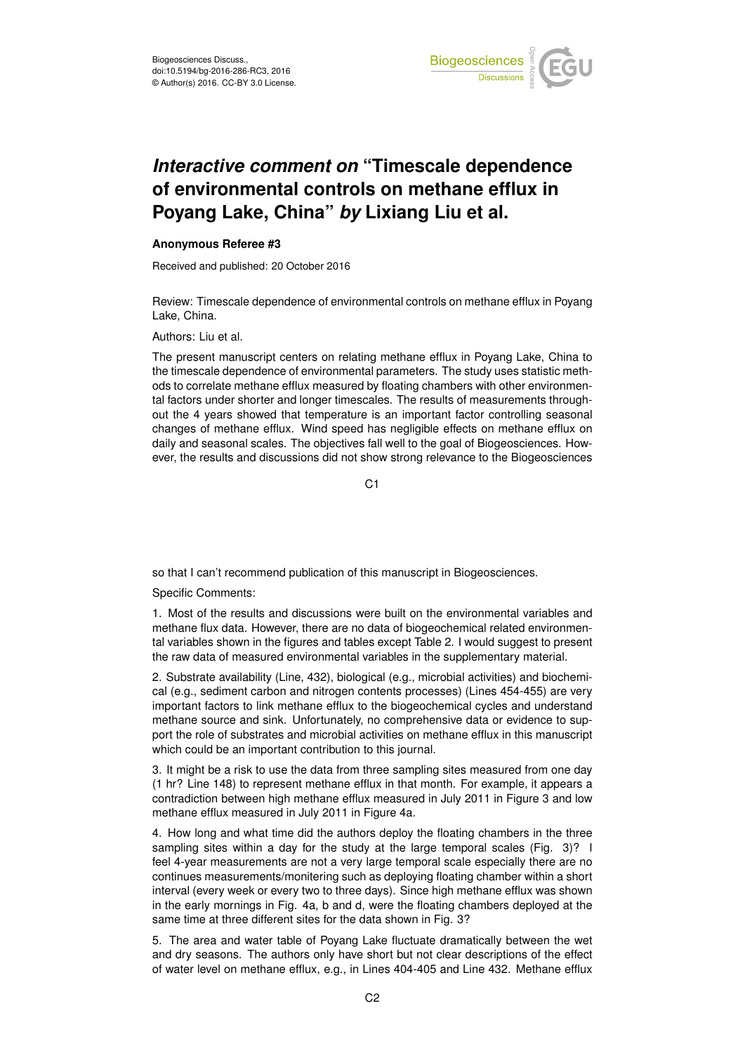# *Interactive comment on* "Timescale dependence of environmental controls on methane efflux in Poyang Lake, China" *by* Lixiang Liu et al.

**Anonymous Referee #3**

Received and published: 20 October 2016

Review: Timescale dependence of environmental controls on methane efflux in Poyang Lake, China.

Authors: Liu et al.

The present manuscript centers on relating methane efflux in Poyang Lake, China to the timescale dependence of environmental parameters. The study uses statistic methods to correlate methane efflux measured by floating chambers with other environmental factors under shorter and longer timescales. The results of measurements throughout the 4 years showed that temperature is an important factor controlling seasonal changes of methane efflux. Wind speed has negligible effects on methane efflux on daily and seasonal scales. The objectives fall well to the goal of Biogeosciences. However, the results and discussions did not show strong relevance to the Biogeosciences so that I can't recommend publication of this manuscript in Biogeosciences.

Specific Comments:

1. Most of the results and discussions were built on the environmental variables and methane flux data. However, there are no data of biogeochemical related environmental variables shown in the figures and tables except Table 2. I would suggest to present the raw data of measured environmental variables in the supplementary material.

2. Substrate availability (Line, 432), biological (e.g., microbial activities) and biochemical (e.g., sediment carbon and nitrogen contents processes) (Lines 454-455) are very important factors to link methane efflux to the biogeochemical cycles and understand methane source and sink. Unfortunately, no comprehensive data or evidence to support the role of substrates and microbial activities on methane efflux in this manuscript which could be an important contribution to this journal.

3. It might be a risk to use the data from three sampling sites measured from one day (1 hr? Line 148) to represent methane efflux in that month. For example, it appears a contradiction between high methane efflux measured in July 2011 in Figure 3 and low methane efflux measured in July 2011 in Figure 4a.

4. How long and what time did the authors deploy the floating chambers in the three sampling sites within a day for the study at the large temporal scales (Fig. 3)? I feel 4-year measurements are not a very large temporal scale especially there are no continues measurements/monitering such as deploying floating chamber within a short interval (every week or every two to three days). Since high methane efflux was shown in the early mornings in Fig. 4a, b and d, were the floating chambers deployed at the same time at three different sites for the data shown in Fig. 3?

5. The area and water table of Poyang Lake fluctuate dramatically between the wet and dry seasons. The authors only have short but not clear descriptions of the effect of water level on methane efflux, e.g., in Lines 404-405 and Line 432. Methane efflux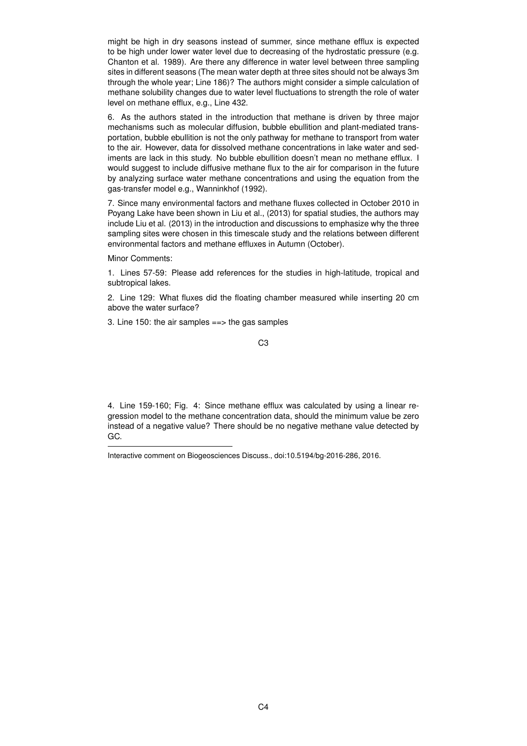might be high in dry seasons instead of summer, since methane efflux is expected to be high under lower water level due to decreasing of the hydrostatic pressure (e.g. Chanton et al. 1989). Are there any difference in water level between three sampling sites in different seasons (The mean water depth at three sites should not be always 3m through the whole year; Line 186)? The authors might consider a simple calculation of methane solubility changes due to water level fluctuations to strength the role of water level on methane efflux, e.g., Line 432.

6. As the authors stated in the introduction that methane is driven by three major mechanisms such as molecular diffusion, bubble ebullition and plant-mediated transportation, bubble ebullition is not the only pathway for methane to transport from water to the air. However, data for dissolved methane concentrations in lake water and sediments are lack in this study. No bubble ebullition doesn't mean no methane efflux. I would suggest to include diffusive methane flux to the air for comparison in the future by analyzing surface water methane concentrations and using the equation from the gas-transfer model e.g., Wanninkhof (1992).

7. Since many environmental factors and methane fluxes collected in October 2010 in Poyang Lake have been shown in Liu et al., (2013) for spatial studies, the authors may include Liu et al. (2013) in the introduction and discussions to emphasize why the three sampling sites were chosen in this timescale study and the relations between different environmental factors and methane effluxes in Autumn (October).

Minor Comments:

1. Lines 57-59: Please add references for the studies in high-latitude, tropical and subtropical lakes.

2. Line 129: What fluxes did the floating chamber measured while inserting 20 cm above the water surface?

3. Line 150: the air samples ==> the gas samples

4. Line 159-160; Fig. 4: Since methane efflux was calculated by using a linear regression model to the methane concentration data, should the minimum value be zero instead of a negative value? There should be no negative methane value detected by GC.

---

Interactive comment on Biogeosciences Discuss., doi:10.5194/bg-2016-286, 2016.